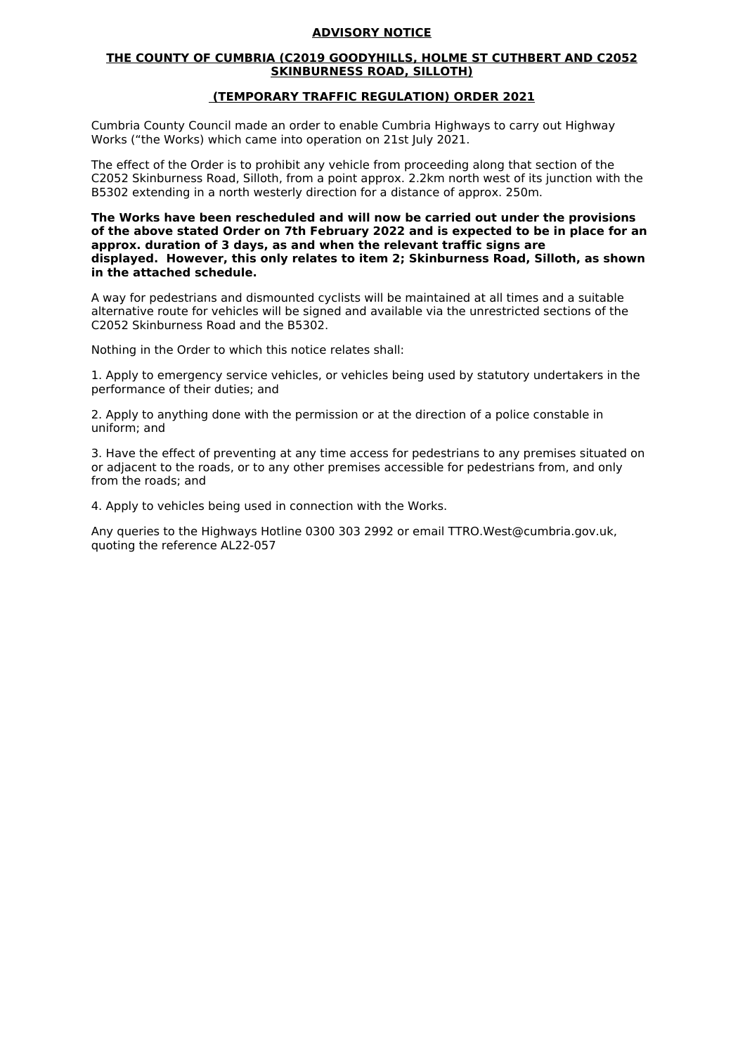# ADVISORY NOTICE

## THE COUNTY OF CUMBRIA (C2019 GOODYHILLS, HOLME ST CUTHBERT AND C2052 SKINBURNESS ROAD, SILLOTH)

## (TEMPORARY TRAFFIC REGULATION) ORDER 2021

Cumbria County Council made an order to enable Cumbria Highways to carry out Highway Works ("the Works) which came into operation on 21st July 2021.

The effect of the Order is to prohibit any vehicle from proceeding along that section of the C2052 Skinburness Road, Silloth, from a point approx. 2.2km north west of its junction with the B5302 extending in a north westerly direction for a distance of approx. 250m.

**The Works have been rescheduled and will now be carried out under the provisions of the above stated Order on 7th February 2022 and is expected to be in place for an approx. duration of 3 days, as and when the relevant traffic signs are displayed. However, this only relates to item 2; Skinburness Road, Silloth, as shown in the attached schedule.**

A way for pedestrians and dismounted cyclists will be maintained at all times and a suitable alternative route for vehicles will be signed and available via the unrestricted sections of the C2052 Skinburness Road and the B5302.

Nothing in the Order to which this notice relates shall:

1. Apply to emergency service vehicles, or vehicles being used by statutory undertakers in the performance of their duties; and

2. Apply to anything done with the permission or at the direction of a police constable in uniform; and

3. Have the effect of preventing at any time access for pedestrians to any premises situated on or adjacent to the roads, or to any other premises accessible for pedestrians from, and only from the roads; and

4. Apply to vehicles being used in connection with the Works.

Any queries to the Highways Hotline 0300 303 2992 or email TTRO.West@cumbria.gov.uk, quoting the reference AL22-057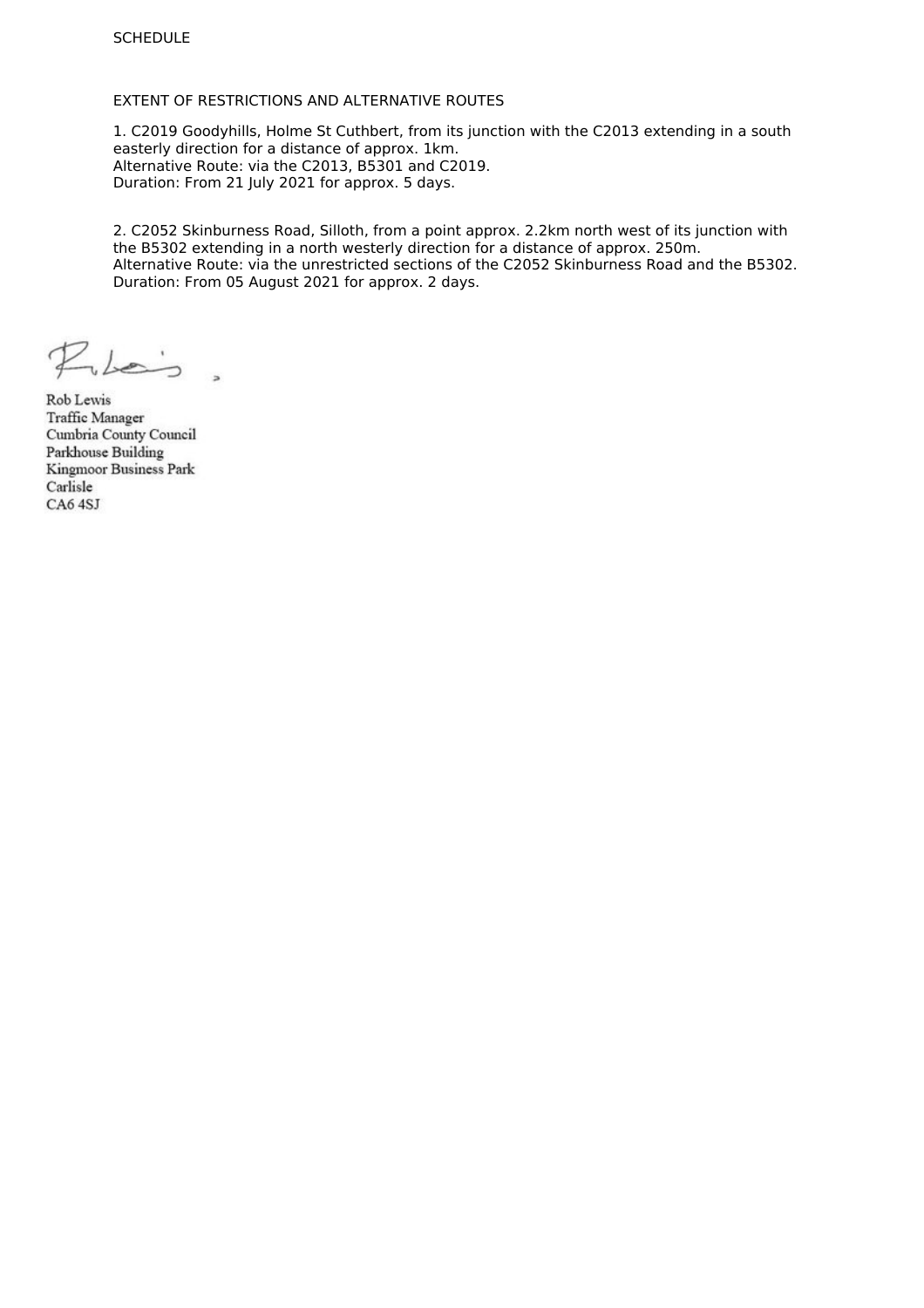SCHEDULE

EXTENT OF RESTRICTIONS AND ALTERNATIVE ROUTES

1. C2019 Goodyhills, Holme St Cuthbert, from its junction with the C2013 extending in a south easterly direction for a distance of approx. 1km.
Alternative Route: via the C2013, B5301 and C2019.
Duration: From 21 July 2021 for approx. 5 days.

2. C2052 Skinburness Road, Silloth, from a point approx. 2.2km north west of its junction with the B5302 extending in a north westerly direction for a distance of approx. 250m.
Alternative Route: via the unrestricted sections of the C2052 Skinburness Road and the B5302.
Duration: From 05 August 2021 for approx. 2 days.

Rob Lewis
Traffic Manager
Cumbria County Council
Parkhouse Building
Kingmoor Business Park
Carlisle
CA6 4SJ